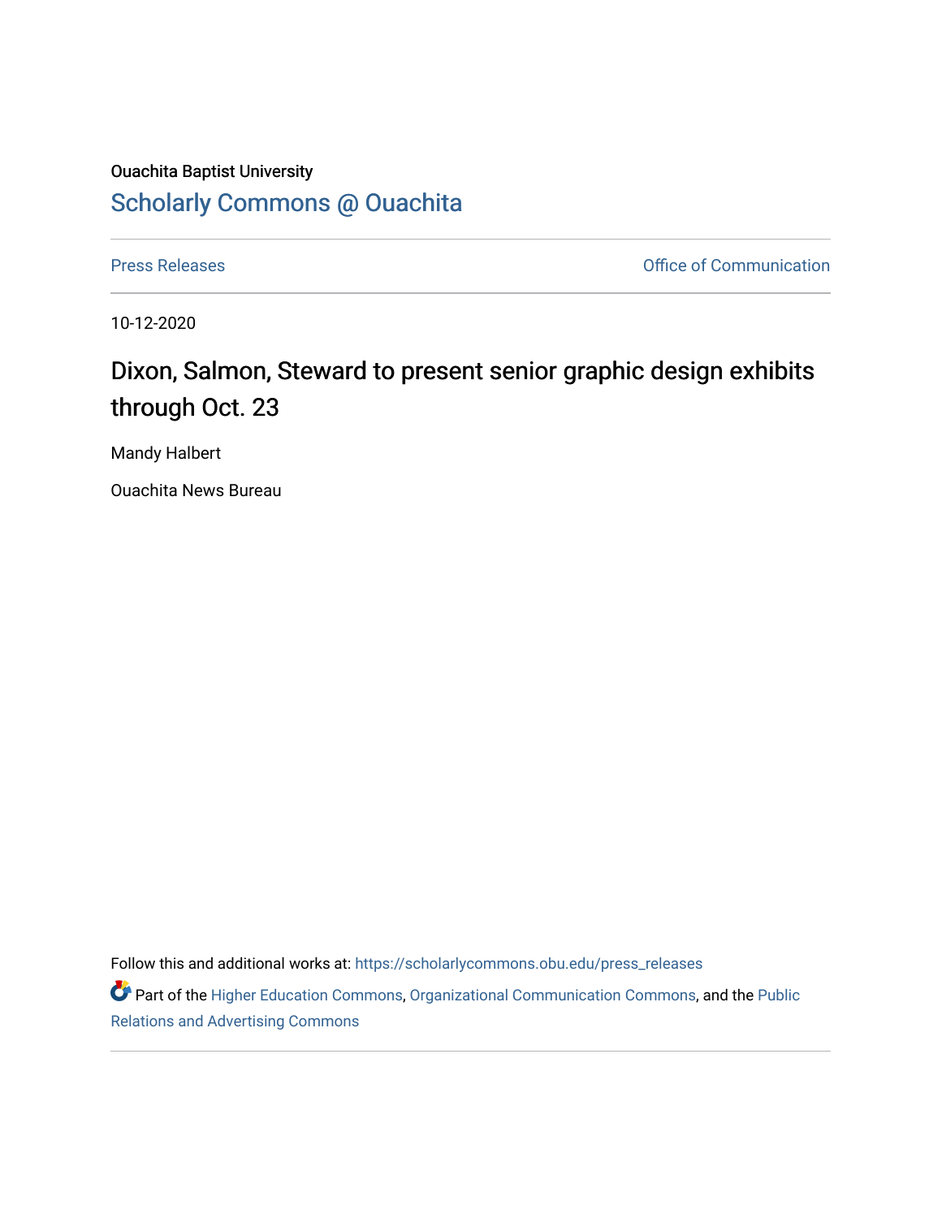Ouachita Baptist University

## Scholarly Commons @ Ouachita

Press Releases

Office of Communication

10-12-2020

# Dixon, Salmon, Steward to present senior graphic design exhibits through Oct. 23

Mandy Halbert

Ouachita News Bureau

Follow this and additional works at: https://scholarlycommons.obu.edu/press_releases

Part of the Higher Education Commons, Organizational Communication Commons, and the Public Relations and Advertising Commons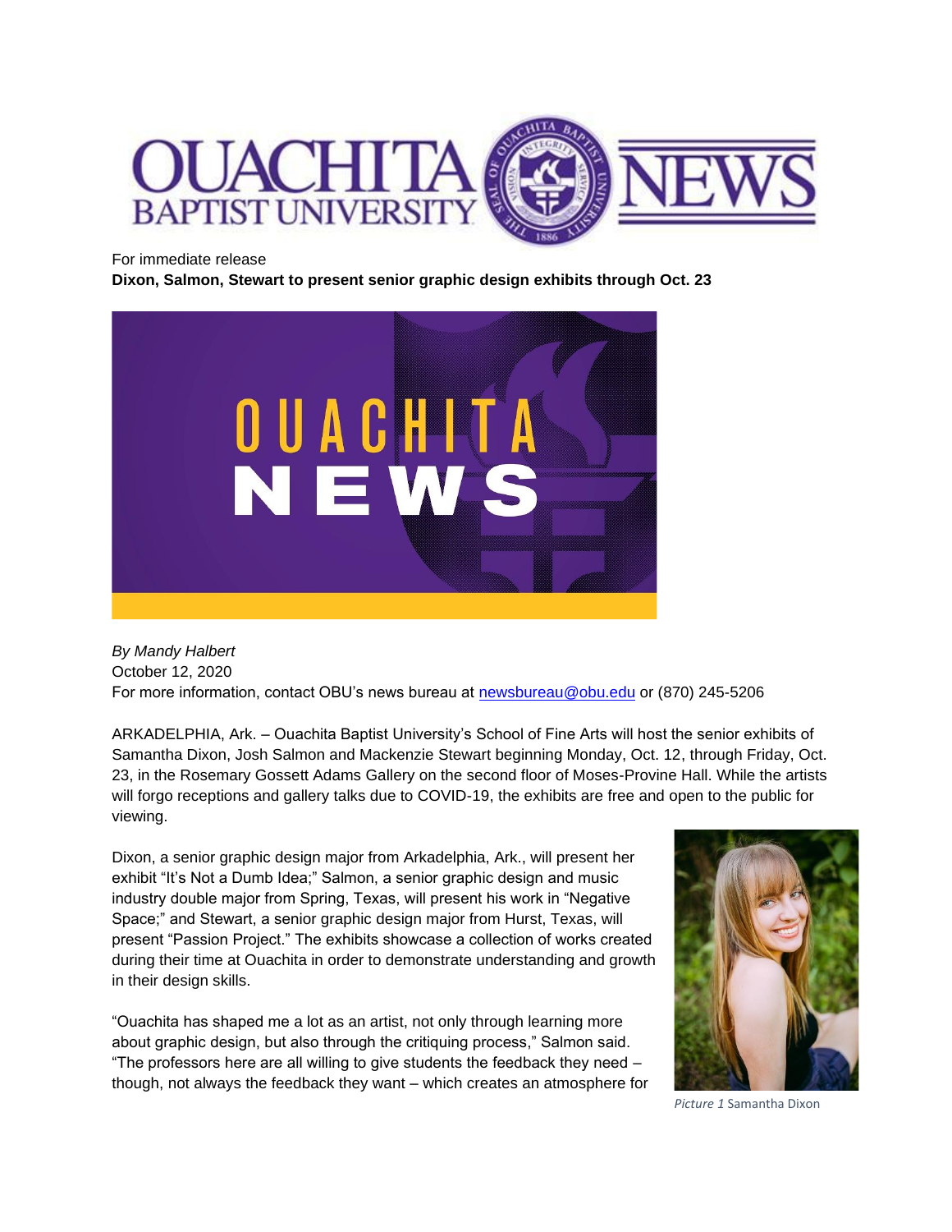For immediate release

**Dixon, Salmon, Stewart to present senior graphic design exhibits through Oct. 23**

*By Mandy Halbert*
October 12, 2020
For more information, contact OBU's news bureau at newsbureau@obu.edu or (870) 245-5206

ARKADELPHIA, Ark. – Ouachita Baptist University's School of Fine Arts will host the senior exhibits of Samantha Dixon, Josh Salmon and Mackenzie Stewart beginning Monday, Oct. 12, through Friday, Oct. 23, in the Rosemary Gossett Adams Gallery on the second floor of Moses-Provine Hall. While the artists will forgo receptions and gallery talks due to COVID-19, the exhibits are free and open to the public for viewing.

Dixon, a senior graphic design major from Arkadelphia, Ark., will present her exhibit "It's Not a Dumb Idea;" Salmon, a senior graphic design and music industry double major from Spring, Texas, will present his work in "Negative Space;" and Stewart, a senior graphic design major from Hurst, Texas, will present "Passion Project." The exhibits showcase a collection of works created during their time at Ouachita in order to demonstrate understanding and growth in their design skills.

*Picture 1* Samantha Dixon

"Ouachita has shaped me a lot as an artist, not only through learning more about graphic design, but also through the critiquing process," Salmon said. "The professors here are all willing to give students the feedback they need – though, not always the feedback they want – which creates an atmosphere for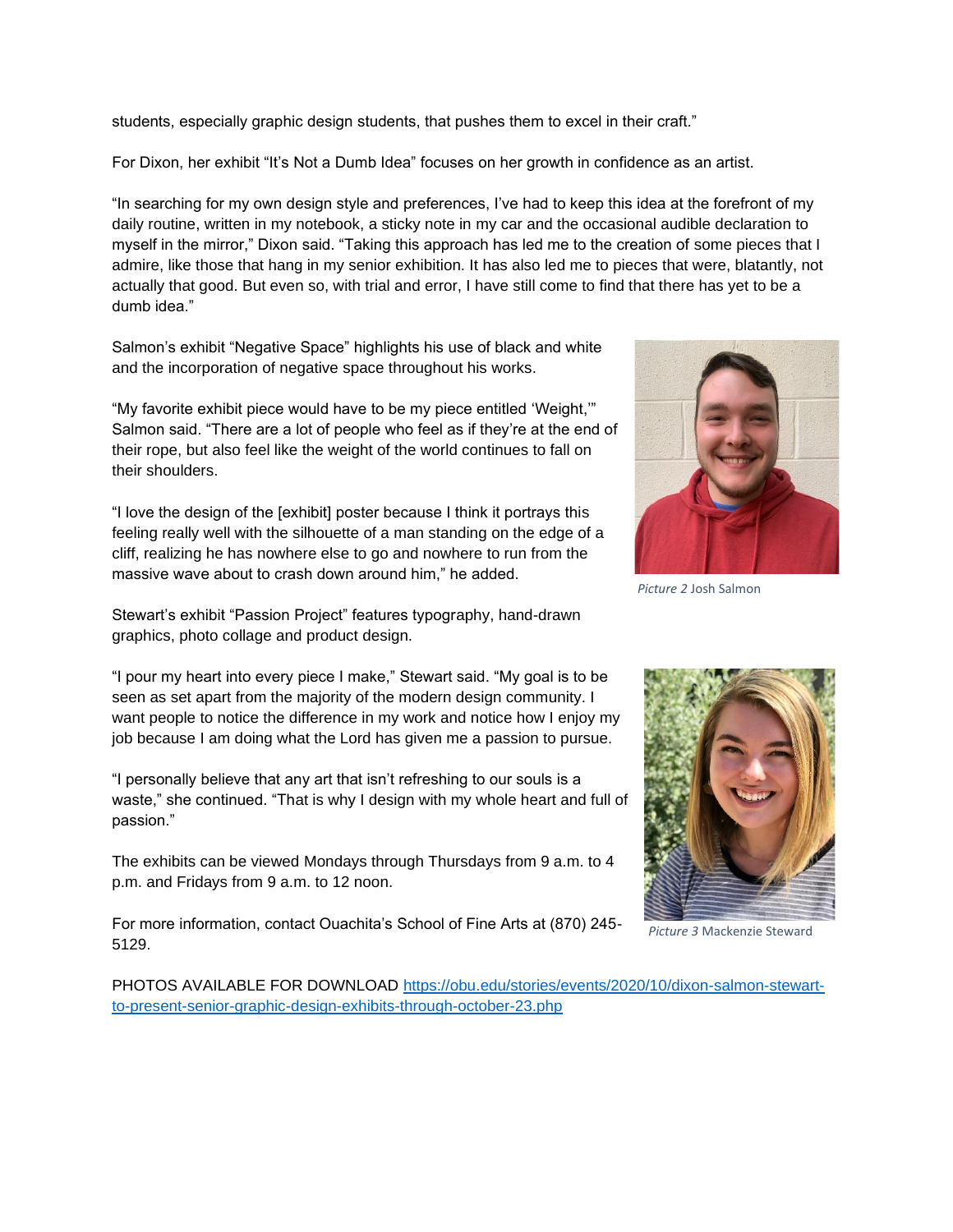students, especially graphic design students, that pushes them to excel in their craft."

For Dixon, her exhibit "It's Not a Dumb Idea" focuses on her growth in confidence as an artist.

"In searching for my own design style and preferences, I've had to keep this idea at the forefront of my daily routine, written in my notebook, a sticky note in my car and the occasional audible declaration to myself in the mirror," Dixon said. "Taking this approach has led me to the creation of some pieces that I admire, like those that hang in my senior exhibition. It has also led me to pieces that were, blatantly, not actually that good. But even so, with trial and error, I have still come to find that there has yet to be a dumb idea."

Salmon's exhibit "Negative Space" highlights his use of black and white and the incorporation of negative space throughout his works.

"My favorite exhibit piece would have to be my piece entitled 'Weight,'" Salmon said. "There are a lot of people who feel as if they're at the end of their rope, but also feel like the weight of the world continues to fall on their shoulders.

"I love the design of the [exhibit] poster because I think it portrays this feeling really well with the silhouette of a man standing on the edge of a cliff, realizing he has nowhere else to go and nowhere to run from the massive wave about to crash down around him," he added.

*Picture 2* Josh Salmon

Stewart's exhibit "Passion Project" features typography, hand-drawn graphics, photo collage and product design.

"I pour my heart into every piece I make," Stewart said. "My goal is to be seen as set apart from the majority of the modern design community. I want people to notice the difference in my work and notice how I enjoy my job because I am doing what the Lord has given me a passion to pursue.

"I personally believe that any art that isn't refreshing to our souls is a waste," she continued. "That is why I design with my whole heart and full of passion."

*Picture 3* Mackenzie Steward

The exhibits can be viewed Mondays through Thursdays from 9 a.m. to 4 p.m. and Fridays from 9 a.m. to 12 noon.

For more information, contact Ouachita's School of Fine Arts at (870) 245-5129.

PHOTOS AVAILABLE FOR DOWNLOAD [https://obu.edu/stories/events/2020/10/dixon-salmon-stewart-to-present-senior-graphic-design-exhibits-through-october-23.php](https://obu.edu/stories/events/2020/10/dixon-salmon-stewart-to-present-senior-graphic-design-exhibits-through-october-23.php)